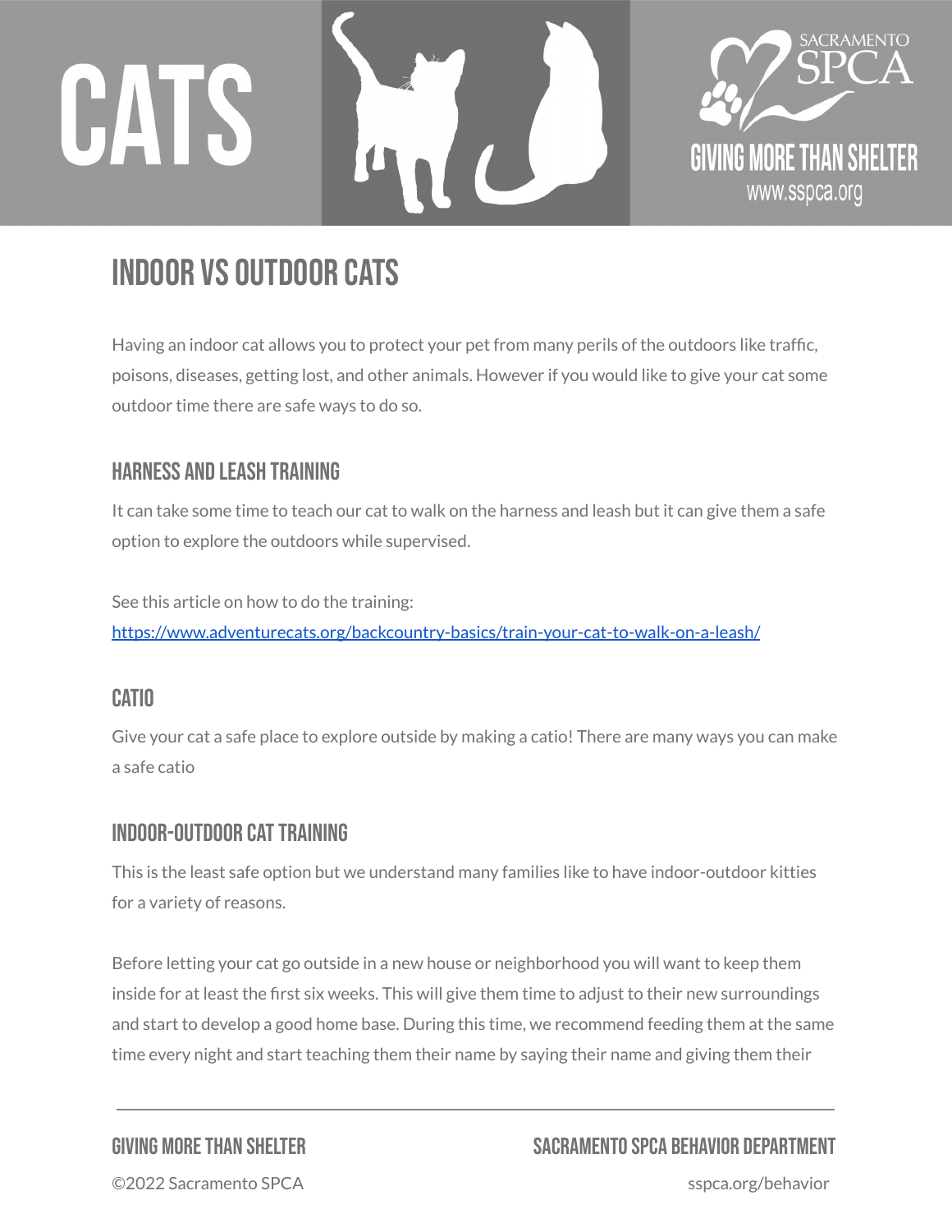# CATS

SACRAMENTO SPCA

GIVING MORE THAN SHELTER

www.sspca.org

## INDOOR VS OUTDOOR CATS

Having an indoor cat allows you to protect your pet from many perils of the outdoors like traffic, poisons, diseases, getting lost, and other animals. However if you would like to give your cat some outdoor time there are safe ways to do so.

### HARNESS AND LEASH TRAINING

It can take some time to teach our cat to walk on the harness and leash but it can give them a safe option to explore the outdoors while supervised.

See this article on how to do the training:
[https://www.adventurecats.org/backcountry-basics/train-your-cat-to-walk-on-a-leash/](https://www.adventurecats.org/backcountry-basics/train-your-cat-to-walk-on-a-leash/)

### CATIO

Give your cat a safe place to explore outside by making a catio! There are many ways you can make a safe catio

### INDOOR-OUTDOOR CAT TRAINING

This is the least safe option but we understand many families like to have indoor-outdoor kitties for a variety of reasons.

Before letting your cat go outside in a new house or neighborhood you will want to keep them inside for at least the first six weeks. This will give them time to adjust to their new surroundings and start to develop a good home base. During this time, we recommend feeding them at the same time every night and start teaching them their name by saying their name and giving them their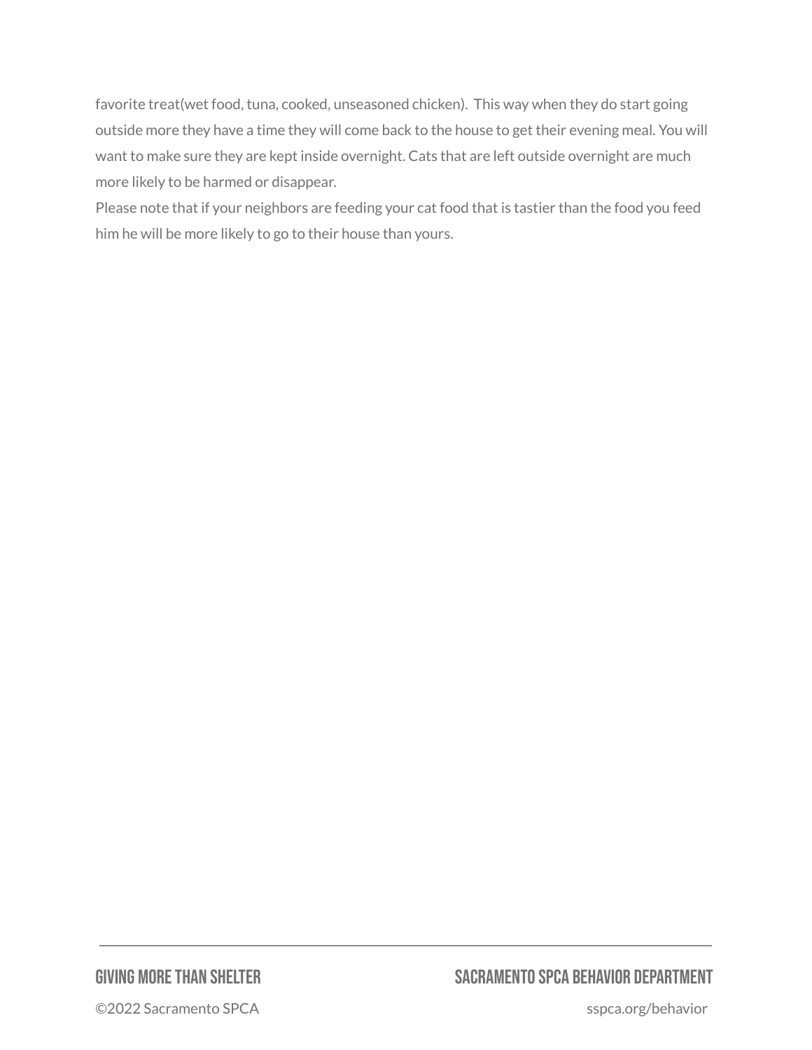favorite treat(wet food, tuna, cooked, unseasoned chicken). This way when they do start going outside more they have a time they will come back to the house to get their evening meal. You will want to make sure they are kept inside overnight. Cats that are left outside overnight are much more likely to be harmed or disappear.

Please note that if your neighbors are feeding your cat food that is tastier than the food you feed him he will be more likely to go to their house than yours.